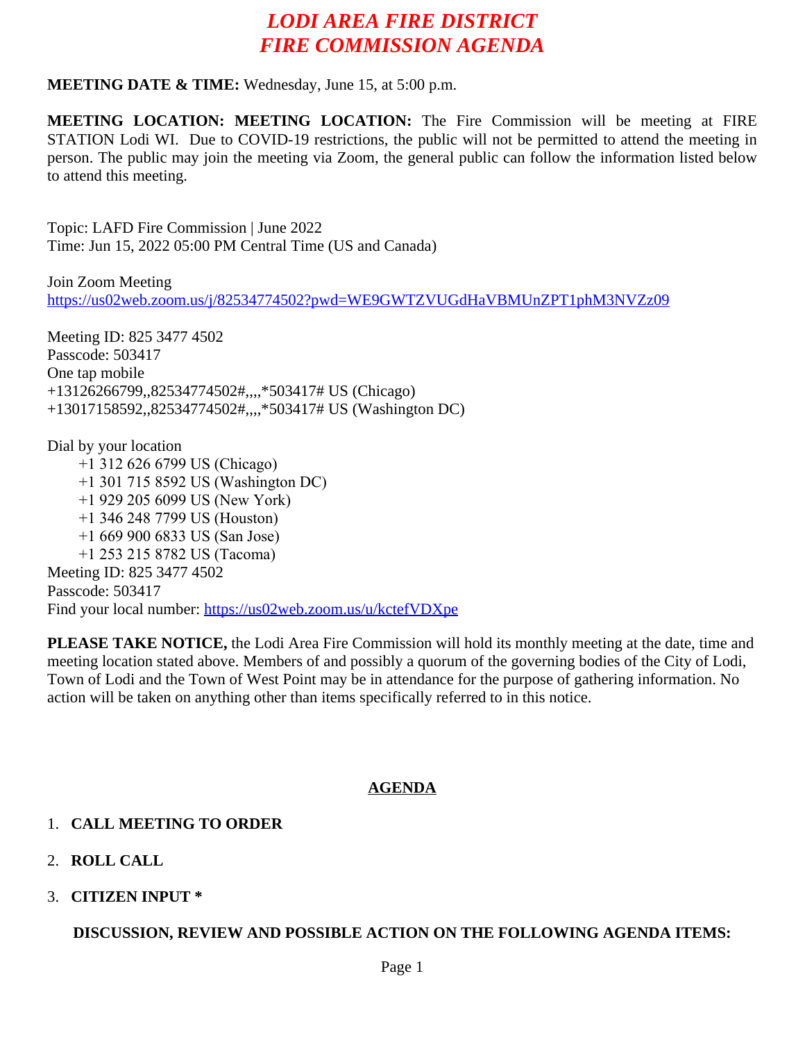# *LODI AREA FIRE DISTRICT*
# *FIRE COMMISSION AGENDA*

**MEETING DATE & TIME:** Wednesday, June 15, at 5:00 p.m.

**MEETING LOCATION: MEETING LOCATION:** The Fire Commission will be meeting at FIRE STATION Lodi WI. Due to COVID-19 restrictions, the public will not be permitted to attend the meeting in person. The public may join the meeting via Zoom, the general public can follow the information listed below to attend this meeting.

Topic: LAFD Fire Commission | June 2022
Time: Jun 15, 2022 05:00 PM Central Time (US and Canada)

Join Zoom Meeting
https://us02web.zoom.us/j/82534774502?pwd=WE9GWTZVUGdHaVBMUnZPT1phM3NVZz09

Meeting ID: 825 3477 4502
Passcode: 503417
One tap mobile
+13126266799,,82534774502#,,,,*503417# US (Chicago)
+13017158592,,82534774502#,,,,*503417# US (Washington DC)

Dial by your location
- +1 312 626 6799 US (Chicago)
- +1 301 715 8592 US (Washington DC)
- +1 929 205 6099 US (New York)
- +1 346 248 7799 US (Houston)
- +1 669 900 6833 US (San Jose)
- +1 253 215 8782 US (Tacoma)

Meeting ID: 825 3477 4502
Passcode: 503417
Find your local number: https://us02web.zoom.us/u/kctefVDXpe

**PLEASE TAKE NOTICE,** the Lodi Area Fire Commission will hold its monthly meeting at the date, time and meeting location stated above. Members of and possibly a quorum of the governing bodies of the City of Lodi, Town of Lodi and the Town of West Point may be in attendance for the purpose of gathering information. No action will be taken on anything other than items specifically referred to in this notice.

## AGENDA

1. **CALL MEETING TO ORDER**
2. **ROLL CALL**
3. **CITIZEN INPUT ***

**DISCUSSION, REVIEW AND POSSIBLE ACTION ON THE FOLLOWING AGENDA ITEMS:**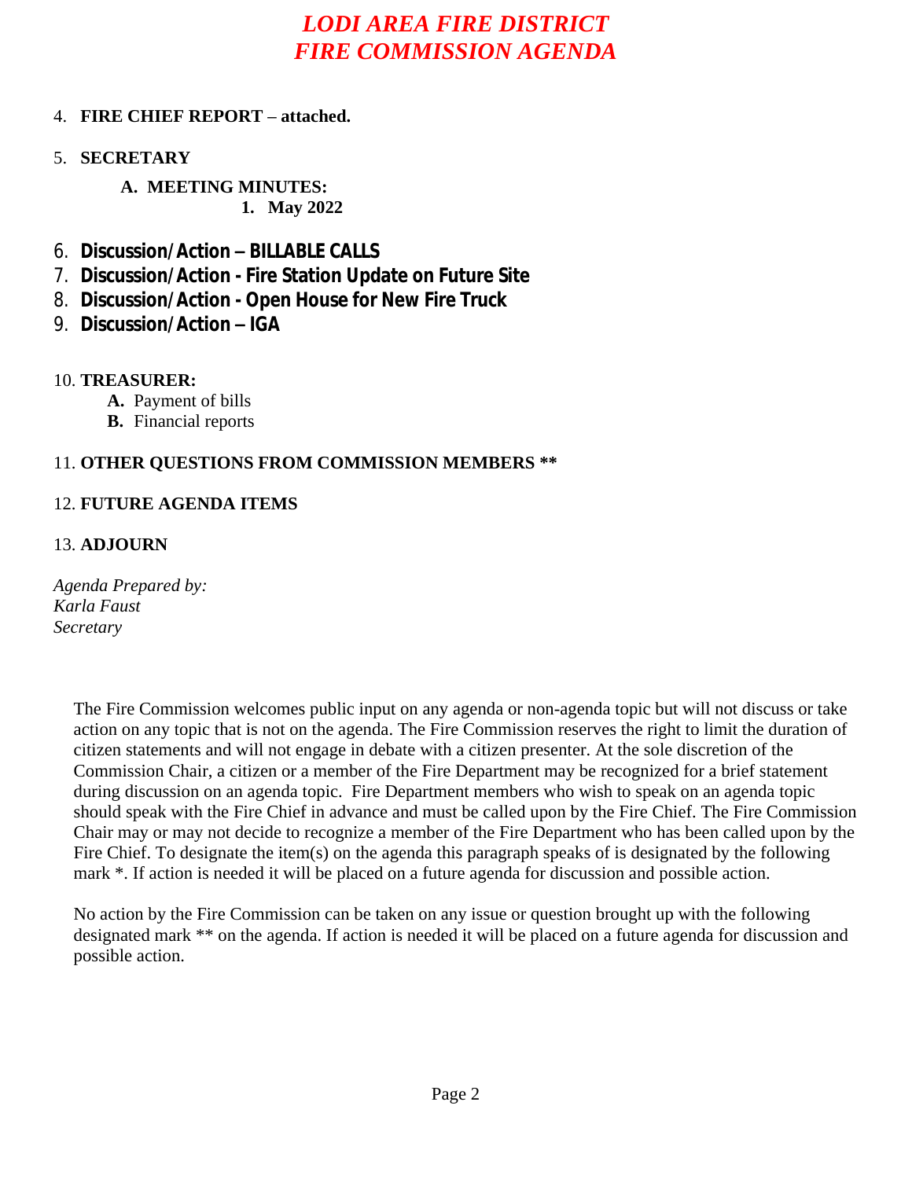# *LODI AREA FIRE DISTRICT*
# *FIRE COMMISSION AGENDA*

4. **FIRE CHIEF REPORT – attached.**

5. **SECRETARY**

   **A. MEETING MINUTES:**

      **1. May 2022**

6. **Discussion/Action – BILLABLE CALLS**
7. **Discussion/Action - Fire Station Update on Future Site**
8. **Discussion/Action - Open House for New Fire Truck**
9. **Discussion/Action – IGA**

10. **TREASURER:**

    **A.** Payment of bills

    **B.** Financial reports

11. **OTHER QUESTIONS FROM COMMISSION MEMBERS \*\***

12. **FUTURE AGENDA ITEMS**

13. **ADJOURN**

*Agenda Prepared by:*
*Karla Faust*
*Secretary*

The Fire Commission welcomes public input on any agenda or non-agenda topic but will not discuss or take action on any topic that is not on the agenda. The Fire Commission reserves the right to limit the duration of citizen statements and will not engage in debate with a citizen presenter. At the sole discretion of the Commission Chair, a citizen or a member of the Fire Department may be recognized for a brief statement during discussion on an agenda topic. Fire Department members who wish to speak on an agenda topic should speak with the Fire Chief in advance and must be called upon by the Fire Chief. The Fire Commission Chair may or may not decide to recognize a member of the Fire Department who has been called upon by the Fire Chief. To designate the item(s) on the agenda this paragraph speaks of is designated by the following mark *. If action is needed it will be placed on a future agenda for discussion and possible action.

No action by the Fire Commission can be taken on any issue or question brought up with the following designated mark ** on the agenda. If action is needed it will be placed on a future agenda for discussion and possible action.